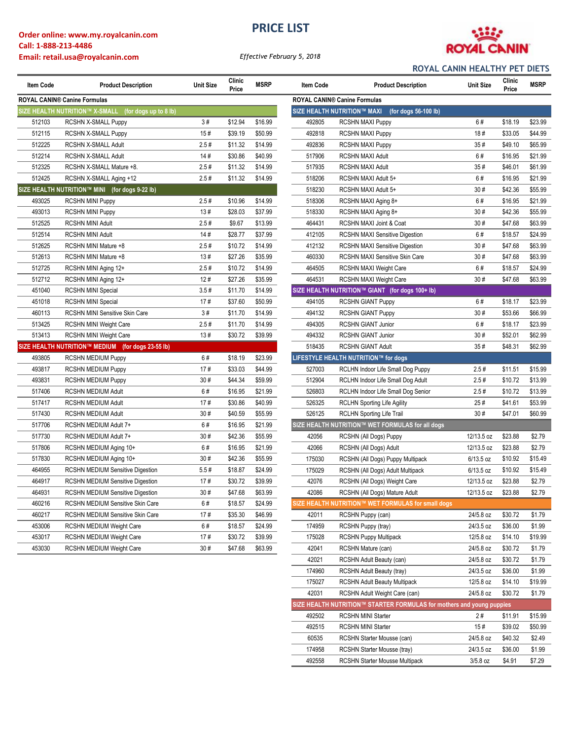Order online: www.my.royalcanin.com
Call: 1-888-213-4486
Email: retail.usa@royalcanin.com

# PRICE LIST

*Effective February 5, 2018*

ROYAL CANIN

## ROYAL CANIN HEALTHY PET DIETS

| Item Code | Product Description | Unit Size | Clinic Price | MSRP |
|---|---|---|---|---|
| **ROYAL CANIN® Canine Formulas** | | | | |
| **SIZE HEALTH NUTRITION™ X-SMALL (for dogs up to 8 lb)** | | | | |
| 512103 | RCSHN X-SMALL Puppy | 3 # | $12.94 | $16.99 |
| 512115 | RCSHN X-SMALL Puppy | 15 # | $39.19 | $50.99 |
| 512225 | RCSHN X-SMALL Adult | 2.5 # | $11.32 | $14.99 |
| 512214 | RCSHN X-SMALL Adult | 14 # | $30.86 | $40.99 |
| 512325 | RCSHN X-SMALL Mature +8. | 2.5 # | $11.32 | $14.99 |
| 512425 | RCSHN X-SMALL Aging +12 | 2.5 # | $11.32 | $14.99 |
| **SIZE HEALTH NUTRITION™ MINI (for dogs 9-22 lb)** | | | | |
| 493025 | RCSHN MINI Puppy | 2.5 # | $10.96 | $14.99 |
| 493013 | RCSHN MINI Puppy | 13 # | $28.03 | $37.99 |
| 512525 | RCSHN MINI Adult | 2.5 # | $9.67 | $13.99 |
| 512514 | RCSHN MINI Adult | 14 # | $28.77 | $37.99 |
| 512625 | RCSHN MINI Mature +8 | 2.5 # | $10.72 | $14.99 |
| 512613 | RCSHN MINI Mature +8 | 13 # | $27.26 | $35.99 |
| 512725 | RCSHN MINI Aging 12+ | 2.5 # | $10.72 | $14.99 |
| 512712 | RCSHN MINI Aging 12+ | 12 # | $27.26 | $35.99 |
| 451040 | RCSHN MINI Special | 3.5 # | $11.70 | $14.99 |
| 451018 | RCSHN MINI Special | 17 # | $37.60 | $50.99 |
| 460113 | RCSHN MINI Sensitive Skin Care | 3 # | $11.70 | $14.99 |
| 513425 | RCSHN MINI Weight Care | 2.5 # | $11.70 | $14.99 |
| 513413 | RCSHN MINI Weight Care | 13 # | $30.72 | $39.99 |
| **SIZE HEALTH NUTRITION™ MEDIUM (for dogs 23-55 lb)** | | | | |
| 493805 | RCSHN MEDIUM Puppy | 6 # | $18.19 | $23.99 |
| 493817 | RCSHN MEDIUM Puppy | 17 # | $33.03 | $44.99 |
| 493831 | RCSHN MEDIUM Puppy | 30 # | $44.34 | $59.99 |
| 517406 | RCSHN MEDIUM Adult | 6 # | $16.95 | $21.99 |
| 517417 | RCSHN MEDIUM Adult | 17 # | $30.86 | $40.99 |
| 517430 | RCSHN MEDIUM Adult | 30 # | $40.59 | $55.99 |
| 517706 | RCSHN MEDIUM Adult 7+ | 6 # | $16.95 | $21.99 |
| 517730 | RCSHN MEDIUM Adult 7+ | 30 # | $42.36 | $55.99 |
| 517806 | RCSHN MEDIUM Aging 10+ | 6 # | $16.95 | $21.99 |
| 517830 | RCSHN MEDIUM Aging 10+ | 30 # | $42.36 | $55.99 |
| 464955 | RCSHN MEDIUM Sensitive Digestion | 5.5 # | $18.87 | $24.99 |
| 464917 | RCSHN MEDIUM Sensitive Digestion | 17 # | $30.72 | $39.99 |
| 464931 | RCSHN MEDIUM Sensitive Digestion | 30 # | $47.68 | $63.99 |
| 460216 | RCSHN MEDIUM Sensitive Skin Care | 6 # | $18.57 | $24.99 |
| 460217 | RCSHN MEDIUM Sensitive Skin Care | 17 # | $35.30 | $46.99 |
| 453006 | RCSHN MEDIUM Weight Care | 6 # | $18.57 | $24.99 |
| 453017 | RCSHN MEDIUM Weight Care | 17 # | $30.72 | $39.99 |
| 453030 | RCSHN MEDIUM Weight Care | 30 # | $47.68 | $63.99 |

| Item Code | Product Description | Unit Size | Clinic Price | MSRP |
|---|---|---|---|---|
| **ROYAL CANIN® Canine Formulas** | | | | |
| **SIZE HEALTH NUTRITION™ MAXI (for dogs 56-100 lb)** | | | | |
| 492805 | RCSHN MAXI Puppy | 6 # | $18.19 | $23.99 |
| 492818 | RCSHN MAXI Puppy | 18 # | $33.05 | $44.99 |
| 492836 | RCSHN MAXI Puppy | 35 # | $49.10 | $65.99 |
| 517906 | RCSHN MAXI Adult | 6 # | $16.95 | $21.99 |
| 517935 | RCSHN MAXI Adult | 35 # | $46.01 | $61.99 |
| 518206 | RCSHN MAXI Adult 5+ | 6 # | $16.95 | $21.99 |
| 518230 | RCSHN MAXI Adult 5+ | 30 # | $42.36 | $55.99 |
| 518306 | RCSHN MAXI Aging 8+ | 6 # | $16.95 | $21.99 |
| 518330 | RCSHN MAXI Aging 8+ | 30 # | $42.36 | $55.99 |
| 464431 | RCSHN MAXI Joint & Coat | 30 # | $47.68 | $63.99 |
| 412105 | RCSHN MAXI Sensitive Digestion | 6 # | $18.57 | $24.99 |
| 412132 | RCSHN MAXI Sensitive Digestion | 30 # | $47.68 | $63.99 |
| 460330 | RCSHN MAXI Sensitive Skin Care | 30 # | $47.68 | $63.99 |
| 464505 | RCSHN MAXI Weight Care | 6 # | $18.57 | $24.99 |
| 464531 | RCSHN MAXI Weight Care | 30 # | $47.68 | $63.99 |
| **SIZE HEALTH NUTRITION™ GIANT (for dogs 100+ lb)** | | | | |
| 494105 | RCSHN GIANT Puppy | 6 # | $18.17 | $23.99 |
| 494132 | RCSHN GIANT Puppy | 30 # | $53.66 | $66.99 |
| 494305 | RCSHN GIANT Junior | 6 # | $18.17 | $23.99 |
| 494332 | RCSHN GIANT Junior | 30 # | $52.01 | $62.99 |
| 518435 | RCSHN GIANT Adult | 35 # | $48.31 | $62.99 |
| **LIFESTYLE HEALTH NUTRITION™ for dogs** | | | | |
| 527003 | RCLHN Indoor Life Small Dog Puppy | 2.5 # | $11.51 | $15.99 |
| 512904 | RCLHN Indoor Life Small Dog Adult | 2.5 # | $10.72 | $13.99 |
| 526803 | RCLHN Indoor Life Small Dog Senior | 2.5 # | $10.72 | $13.99 |
| 526325 | RCLHN Sporting Life Agility | 25 # | $41.61 | $53.99 |
| 526125 | RCLHN Sporting Life Trail | 30 # | $47.01 | $60.99 |
| **SIZE HEALTH NUTRITION™ WET FORMULAS for all dogs** | | | | |
| 42056 | RCSHN (All Dogs) Puppy | 12/13.5 oz | $23.88 | $2.79 |
| 42066 | RCSHN (All Dogs) Adult | 12/13.5 oz | $23.88 | $2.79 |
| 175030 | RCSHN (All Dogs) Puppy Multipack | 6/13.5 oz | $10.92 | $15.49 |
| 175029 | RCSHN (All Dogs) Adult Multipack | 6/13.5 oz | $10.92 | $15.49 |
| 42076 | RCSHN (All Dogs) Weight Care | 12/13.5 oz | $23.88 | $2.79 |
| 42086 | RCSHN (All Dogs) Mature Adult | 12/13.5 oz | $23.88 | $2.79 |
| **SIZE HEALTH NUTRITION™ WET FORMULAS for small dogs** | | | | |
| 42011 | RCSHN Puppy (can) | 24/5.8 oz | $30.72 | $1.79 |
| 174959 | RCSHN Puppy (tray) | 24/3.5 oz | $36.00 | $1.99 |
| 175028 | RCSHN Puppy Multipack | 12/5.8 oz | $14.10 | $19.99 |
| 42041 | RCSHN Mature (can) | 24/5.8 oz | $30.72 | $1.79 |
| 42021 | RCSHN Adult Beauty (can) | 24/5.8 oz | $30.72 | $1.79 |
| 174960 | RCSHN Adult Beauty (tray) | 24/3.5 oz | $36.00 | $1.99 |
| 175027 | RCSHN Adult Beauty Multipack | 12/5.8 oz | $14.10 | $19.99 |
| 42031 | RCSHN Adult Weight Care (can) | 24/5.8 oz | $30.72 | $1.79 |
| **SIZE HEALTH NUTRITION™ STARTER FORMULAS for mothers and young puppies** | | | | |
| 492502 | RCSHN MINI Starter | 2 # | $11.91 | $15.99 |
| 492515 | RCSHN MINI Starter | 15 # | $39.02 | $50.99 |
| 60535 | RCSHN Starter Mousse (can) | 24/5.8 oz | $40.32 | $2.49 |
| 174958 | RCSHN Starter Mousse (tray) | 24/3.5 oz | $36.00 | $1.99 |
| 492558 | RCSHN Starter Mousse Multipack | 3/5.8 oz | $4.91 | $7.29 |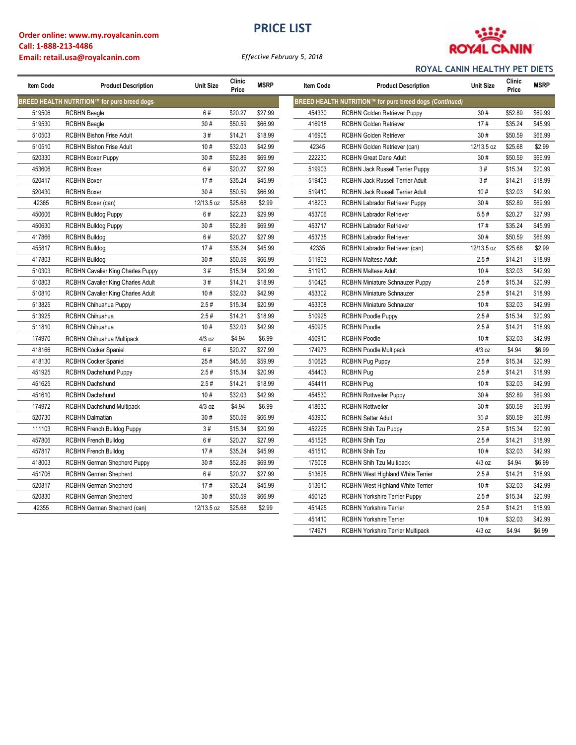**Order online: www.my.royalcanin.com**
**Call: 1-888-213-4486**
**Email: retail.usa@royalcanin.com**

# PRICE LIST

*Effective February 5, 2018*

ROYAL CANIN

## ROYAL CANIN HEALTHY PET DIETS

| Item Code | Product Description | Unit Size | Clinic Price | MSRP |
|---|---|---|---|---|
| **BREED HEALTH NUTRITION™ for pure breed dogs** | | | | |
| 519506 | RCBHN Beagle | 6 # | $20.27 | $27.99 |
| 519530 | RCBHN Beagle | 30 # | $50.59 | $66.99 |
| 510503 | RCBHN Bishon Frise Adult | 3 # | $14.21 | $18.99 |
| 510510 | RCBHN Bishon Frise Adult | 10 # | $32.03 | $42.99 |
| 520330 | RCBHN Boxer Puppy | 30 # | $52.89 | $69.99 |
| 453606 | RCBHN Boxer | 6 # | $20.27 | $27.99 |
| 520417 | RCBHN Boxer | 17 # | $35.24 | $45.99 |
| 520430 | RCBHN Boxer | 30 # | $50.59 | $66.99 |
| 42365 | RCBHN Boxer (can) | 12/13.5 oz | $25.68 | $2.99 |
| 450606 | RCBHN Bulldog Puppy | 6 # | $22.23 | $29.99 |
| 450630 | RCBHN Bulldog Puppy | 30 # | $52.89 | $69.99 |
| 417866 | RCBHN Bulldog | 6 # | $20.27 | $27.99 |
| 455817 | RCBHN Bulldog | 17 # | $35.24 | $45.99 |
| 417803 | RCBHN Bulldog | 30 # | $50.59 | $66.99 |
| 510303 | RCBHN Cavalier King Charles Puppy | 3 # | $15.34 | $20.99 |
| 510803 | RCBHN Cavalier King Charles Adult | 3 # | $14.21 | $18.99 |
| 510810 | RCBHN Cavalier King Charles Adult | 10 # | $32.03 | $42.99 |
| 513825 | RCBHN Chihuahua Puppy | 2.5 # | $15.34 | $20.99 |
| 513925 | RCBHN Chihuahua | 2.5 # | $14.21 | $18.99 |
| 511810 | RCBHN Chihuahua | 10 # | $32.03 | $42.99 |
| 174970 | RCBHN Chihuahua Multipack | 4/3 oz | $4.94 | $6.99 |
| 418166 | RCBHN Cocker Spaniel | 6 # | $20.27 | $27.99 |
| 418130 | RCBHN Cocker Spaniel | 25 # | $45.56 | $59.99 |
| 451925 | RCBHN Dachshund Puppy | 2.5 # | $15.34 | $20.99 |
| 451625 | RCBHN Dachshund | 2.5 # | $14.21 | $18.99 |
| 451610 | RCBHN Dachshund | 10 # | $32.03 | $42.99 |
| 174972 | RCBHN Dachshund Multipack | 4/3 oz | $4.94 | $6.99 |
| 520730 | RCBHN Dalmatian | 30 # | $50.59 | $66.99 |
| 111103 | RCBHN French Bulldog Puppy | 3 # | $15.34 | $20.99 |
| 457806 | RCBHN French Bulldog | 6 # | $20.27 | $27.99 |
| 457817 | RCBHN French Bulldog | 17 # | $35.24 | $45.99 |
| 418003 | RCBHN German Shepherd Puppy | 30 # | $52.89 | $69.99 |
| 451706 | RCBHN German Shepherd | 6 # | $20.27 | $27.99 |
| 520817 | RCBHN German Shepherd | 17 # | $35.24 | $45.99 |
| 520830 | RCBHN German Shepherd | 30 # | $50.59 | $66.99 |
| 42355 | RCBHN German Shepherd (can) | 12/13.5 oz | $25.68 | $2.99 |
| **BREED HEALTH NUTRITION™ for pure breed dogs *(Continued)*** | | | | |
| 454330 | RCBHN Golden Retriever Puppy | 30 # | $52.89 | $69.99 |
| 416918 | RCBHN Golden Retriever | 17 # | $35.24 | $45.99 |
| 416905 | RCBHN Golden Retriever | 30 # | $50.59 | $66.99 |
| 42345 | RCBHN Golden Retriever (can) | 12/13.5 oz | $25.68 | $2.99 |
| 222230 | RCBHN Great Dane Adult | 30 # | $50.59 | $66.99 |
| 519903 | RCBHN Jack Russell Terrier Puppy | 3 # | $15.34 | $20.99 |
| 519403 | RCBHN Jack Russell Terrier Adult | 3 # | $14.21 | $18.99 |
| 519410 | RCBHN Jack Russell Terrier Adult | 10 # | $32.03 | $42.99 |
| 418203 | RCBHN Labrador Retriever Puppy | 30 # | $52.89 | $69.99 |
| 453706 | RCBHN Labrador Retriever | 5.5 # | $20.27 | $27.99 |
| 453717 | RCBHN Labrador Retriever | 17 # | $35.24 | $45.99 |
| 453735 | RCBHN Labrador Retriever | 30 # | $50.59 | $66.99 |
| 42335 | RCBHN Labrador Retriever (can) | 12/13.5 oz | $25.68 | $2.99 |
| 511903 | RCBHN Maltese Adult | 2.5 # | $14.21 | $18.99 |
| 511910 | RCBHN Maltese Adult | 10 # | $32.03 | $42.99 |
| 510425 | RCBHN Miniature Schnauzer Puppy | 2.5 # | $15.34 | $20.99 |
| 453302 | RCBHN Miniature Schnauzer | 2.5 # | $14.21 | $18.99 |
| 453308 | RCBHN Miniature Schnauzer | 10 # | $32.03 | $42.99 |
| 510925 | RCBHN Poodle Puppy | 2.5 # | $15.34 | $20.99 |
| 450925 | RCBHN Poodle | 2.5 # | $14.21 | $18.99 |
| 450910 | RCBHN Poodle | 10 # | $32.03 | $42.99 |
| 174973 | RCBHN Poodle Multipack | 4/3 oz | $4.94 | $6.99 |
| 510625 | RCBHN Pug Puppy | 2.5 # | $15.34 | $20.99 |
| 454403 | RCBHN Pug | 2.5 # | $14.21 | $18.99 |
| 454411 | RCBHN Pug | 10 # | $32.03 | $42.99 |
| 454530 | RCBHN Rottweiler Puppy | 30 # | $52.89 | $69.99 |
| 418630 | RCBHN Rottweiler | 30 # | $50.59 | $66.99 |
| 453930 | RCBHN Setter Adult | 30 # | $50.59 | $66.99 |
| 452225 | RCBHN Shih Tzu Puppy | 2.5 # | $15.34 | $20.99 |
| 451525 | RCBHN Shih Tzu | 2.5 # | $14.21 | $18.99 |
| 451510 | RCBHN Shih Tzu | 10 # | $32.03 | $42.99 |
| 175008 | RCBHN Shih Tzu Multipack | 4/3 oz | $4.94 | $6.99 |
| 513625 | RCBHN West Highland White Terrier | 2.5 # | $14.21 | $18.99 |
| 513610 | RCBHN West Highland White Terrier | 10 # | $32.03 | $42.99 |
| 450125 | RCBHN Yorkshire Terrier Puppy | 2.5 # | $15.34 | $20.99 |
| 451425 | RCBHN Yorkshire Terrier | 2.5 # | $14.21 | $18.99 |
| 451410 | RCBHN Yorkshire Terrier | 10 # | $32.03 | $42.99 |
| 174971 | RCBHN Yorkshire Terrier Multipack | 4/3 oz | $4.94 | $6.99 |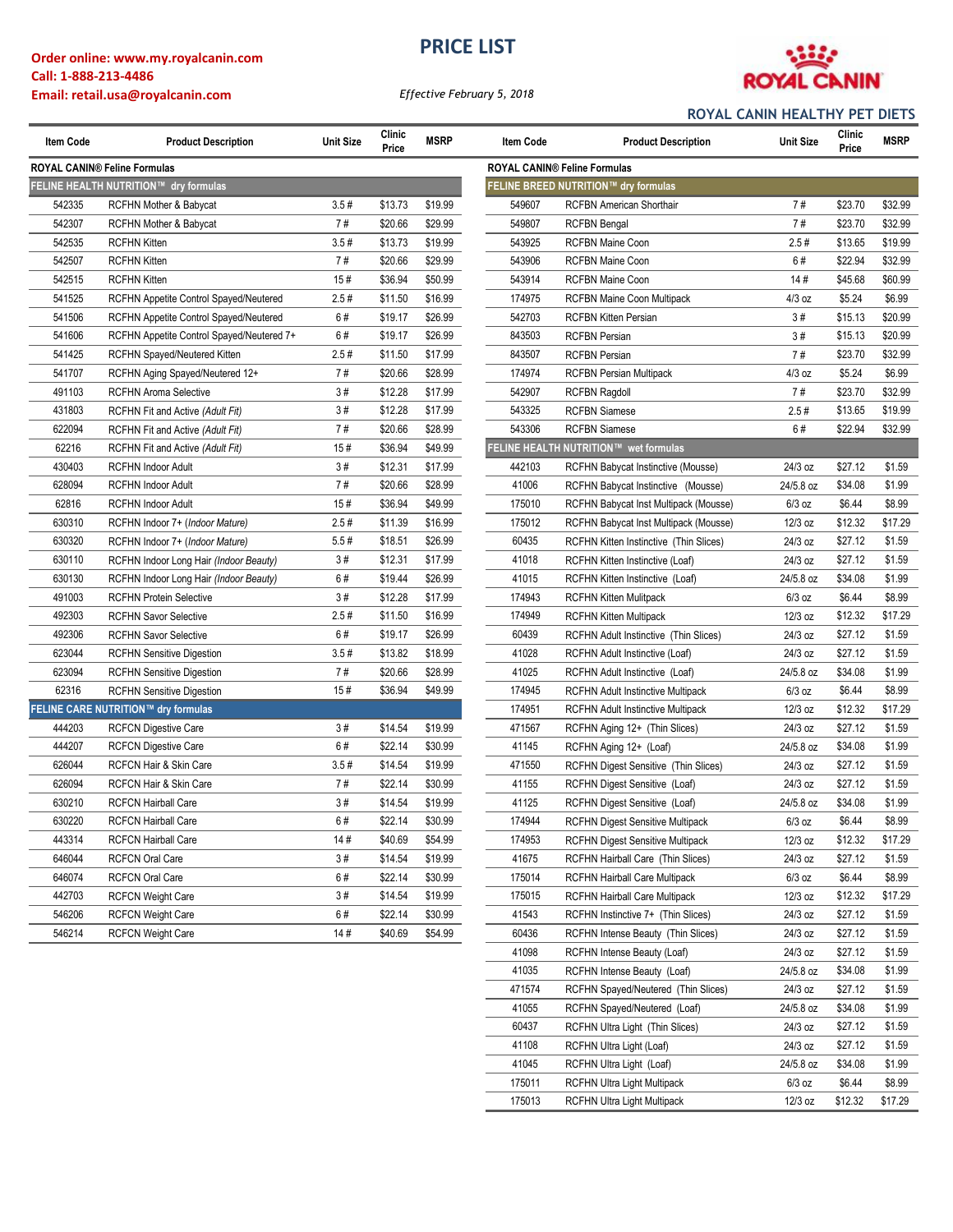Order online: www.my.royalcanin.com
Call: 1-888-213-4486
Email: retail.usa@royalcanin.com

# PRICE LIST

*Effective February 5, 2018*

ROYAL CANIN

## ROYAL CANIN HEALTHY PET DIETS

| Item Code | Product Description | Unit Size | Clinic Price | MSRP |
|---|---|---|---|---|
| **ROYAL CANIN® Feline Formulas** | | | | |
| **FELINE HEALTH NUTRITION™ dry formulas** | | | | |
| 542335 | RCFHN Mother & Babycat | 3.5 # | $13.73 | $19.99 |
| 542307 | RCFHN Mother & Babycat | 7 # | $20.66 | $29.99 |
| 542535 | RCFHN Kitten | 3.5 # | $13.73 | $19.99 |
| 542507 | RCFHN Kitten | 7 # | $20.66 | $29.99 |
| 542515 | RCFHN Kitten | 15 # | $36.94 | $50.99 |
| 541525 | RCFHN Appetite Control Spayed/Neutered | 2.5 # | $11.50 | $16.99 |
| 541506 | RCFHN Appetite Control Spayed/Neutered | 6 # | $19.17 | $26.99 |
| 541606 | RCFHN Appetite Control Spayed/Neutered 7+ | 6 # | $19.17 | $26.99 |
| 541425 | RCFHN Spayed/Neutered Kitten | 2.5 # | $11.50 | $17.99 |
| 541707 | RCFHN Aging Spayed/Neutered 12+ | 7 # | $20.66 | $28.99 |
| 491103 | RCFHN Aroma Selective | 3 # | $12.28 | $17.99 |
| 431803 | RCFHN Fit and Active *(Adult Fit)* | 3 # | $12.28 | $17.99 |
| 622094 | RCFHN Fit and Active *(Adult Fit)* | 7 # | $20.66 | $28.99 |
| 62216 | RCFHN Fit and Active *(Adult Fit)* | 15 # | $36.94 | $49.99 |
| 430403 | RCFHN Indoor Adult | 3 # | $12.31 | $17.99 |
| 628094 | RCFHN Indoor Adult | 7 # | $20.66 | $28.99 |
| 62816 | RCFHN Indoor Adult | 15 # | $36.94 | $49.99 |
| 630310 | RCFHN Indoor 7+ *(Indoor Mature)* | 2.5 # | $11.39 | $16.99 |
| 630320 | RCFHN Indoor 7+ *(Indoor Mature)* | 5.5 # | $18.51 | $26.99 |
| 630110 | RCFHN Indoor Long Hair *(Indoor Beauty)* | 3 # | $12.31 | $17.99 |
| 630130 | RCFHN Indoor Long Hair *(Indoor Beauty)* | 6 # | $19.44 | $26.99 |
| 491003 | RCFHN Protein Selective | 3 # | $12.28 | $17.99 |
| 492303 | RCFHN Savor Selective | 2.5 # | $11.50 | $16.99 |
| 492306 | RCFHN Savor Selective | 6 # | $19.17 | $26.99 |
| 623044 | RCFHN Sensitive Digestion | 3.5 # | $13.82 | $18.99 |
| 623094 | RCFHN Sensitive Digestion | 7 # | $20.66 | $28.99 |
| 62316 | RCFHN Sensitive Digestion | 15 # | $36.94 | $49.99 |
| **FELINE CARE NUTRITION™ dry formulas** | | | | |
| 444203 | RCFCN Digestive Care | 3 # | $14.54 | $19.99 |
| 444207 | RCFCN Digestive Care | 6 # | $22.14 | $30.99 |
| 626044 | RCFCN Hair & Skin Care | 3.5 # | $14.54 | $19.99 |
| 626094 | RCFCN Hair & Skin Care | 7 # | $22.14 | $30.99 |
| 630210 | RCFCN Hairball Care | 3 # | $14.54 | $19.99 |
| 630220 | RCFCN Hairball Care | 6 # | $22.14 | $30.99 |
| 443314 | RCFCN Hairball Care | 14 # | $40.69 | $54.99 |
| 646044 | RCFCN Oral Care | 3 # | $14.54 | $19.99 |
| 646074 | RCFCN Oral Care | 6 # | $22.14 | $30.99 |
| 442703 | RCFCN Weight Care | 3 # | $14.54 | $19.99 |
| 546206 | RCFCN Weight Care | 6 # | $22.14 | $30.99 |
| 546214 | RCFCN Weight Care | 14 # | $40.69 | $54.99 |

| Item Code | Product Description | Unit Size | Clinic Price | MSRP |
|---|---|---|---|---|
| **ROYAL CANIN® Feline Formulas** | | | | |
| **FELINE BREED NUTRITION™ dry formulas** | | | | |
| 549607 | RCFBN American Shorthair | 7 # | $23.70 | $32.99 |
| 549807 | RCFBN Bengal | 7 # | $23.70 | $32.99 |
| 543925 | RCFBN Maine Coon | 2.5 # | $13.65 | $19.99 |
| 543906 | RCFBN Maine Coon | 6 # | $22.94 | $32.99 |
| 543914 | RCFBN Maine Coon | 14 # | $45.68 | $60.99 |
| 174975 | RCFBN Maine Coon Multipack | 4/3 oz | $5.24 | $6.99 |
| 542703 | RCFBN Kitten Persian | 3 # | $15.13 | $20.99 |
| 843503 | RCFBN Persian | 3 # | $15.13 | $20.99 |
| 843507 | RCFBN Persian | 7 # | $23.70 | $32.99 |
| 174974 | RCFBN Persian Multipack | 4/3 oz | $5.24 | $6.99 |
| 542907 | RCFBN Ragdoll | 7 # | $23.70 | $32.99 |
| 543325 | RCFBN Siamese | 2.5 # | $13.65 | $19.99 |
| 543306 | RCFBN Siamese | 6 # | $22.94 | $32.99 |
| **FELINE HEALTH NUTRITION™ wet formulas** | | | | |
| 442103 | RCFHN Babycat Instinctive (Mousse) | 24/3 oz | $27.12 | $1.59 |
| 41006 | RCFHN Babycat Instinctive (Mousse) | 24/5.8 oz | $34.08 | $1.99 |
| 175010 | RCFHN Babycat Inst Multipack (Mousse) | 6/3 oz | $6.44 | $8.99 |
| 175012 | RCFHN Babycat Inst Multipack (Mousse) | 12/3 oz | $12.32 | $17.29 |
| 60435 | RCFHN Kitten Instinctive (Thin Slices) | 24/3 oz | $27.12 | $1.59 |
| 41018 | RCFHN Kitten Instinctive (Loaf) | 24/3 oz | $27.12 | $1.59 |
| 41015 | RCFHN Kitten Instinctive (Loaf) | 24/5.8 oz | $34.08 | $1.99 |
| 174943 | RCFHN Kitten Mulitpack | 6/3 oz | $6.44 | $8.99 |
| 174949 | RCFHN Kitten Multipack | 12/3 oz | $12.32 | $17.29 |
| 60439 | RCFHN Adult Instinctive (Thin Slices) | 24/3 oz | $27.12 | $1.59 |
| 41028 | RCFHN Adult Instinctive (Loaf) | 24/3 oz | $27.12 | $1.59 |
| 41025 | RCFHN Adult Instinctive (Loaf) | 24/5.8 oz | $34.08 | $1.99 |
| 174945 | RCFHN Adult Instinctive Multipack | 6/3 oz | $6.44 | $8.99 |
| 174951 | RCFHN Adult Instinctive Multipack | 12/3 oz | $12.32 | $17.29 |
| 471567 | RCFHN Aging 12+ (Thin Slices) | 24/3 oz | $27.12 | $1.59 |
| 41145 | RCFHN Aging 12+ (Loaf) | 24/5.8 oz | $34.08 | $1.99 |
| 471550 | RCFHN Digest Sensitive (Thin Slices) | 24/3 oz | $27.12 | $1.59 |
| 41155 | RCFHN Digest Sensitive (Loaf) | 24/3 oz | $27.12 | $1.59 |
| 41125 | RCFHN Digest Sensitive (Loaf) | 24/5.8 oz | $34.08 | $1.99 |
| 174944 | RCFHN Digest Sensitive Multipack | 6/3 oz | $6.44 | $8.99 |
| 174953 | RCFHN Digest Sensitive Multipack | 12/3 oz | $12.32 | $17.29 |
| 41675 | RCFHN Hairball Care (Thin Slices) | 24/3 oz | $27.12 | $1.59 |
| 175014 | RCFHN Hairball Care Multipack | 6/3 oz | $6.44 | $8.99 |
| 175015 | RCFHN Hairball Care Multipack | 12/3 oz | $12.32 | $17.29 |
| 41543 | RCFHN Instinctive 7+ (Thin Slices) | 24/3 oz | $27.12 | $1.59 |
| 60436 | RCFHN Intense Beauty (Thin Slices) | 24/3 oz | $27.12 | $1.59 |
| 41098 | RCFHN Intense Beauty (Loaf) | 24/3 oz | $27.12 | $1.59 |
| 41035 | RCFHN Intense Beauty (Loaf) | 24/5.8 oz | $34.08 | $1.99 |
| 471574 | RCFHN Spayed/Neutered (Thin Slices) | 24/3 oz | $27.12 | $1.59 |
| 41055 | RCFHN Spayed/Neutered (Loaf) | 24/5.8 oz | $34.08 | $1.99 |
| 60437 | RCFHN Ultra Light (Thin Slices) | 24/3 oz | $27.12 | $1.59 |
| 41108 | RCFHN Ultra Light (Loaf) | 24/3 oz | $27.12 | $1.59 |
| 41045 | RCFHN Ultra Light (Loaf) | 24/5.8 oz | $34.08 | $1.99 |
| 175011 | RCFHN Ultra Light Multipack | 6/3 oz | $6.44 | $8.99 |
| 175013 | RCFHN Ultra Light Multipack | 12/3 oz | $12.32 | $17.29 |